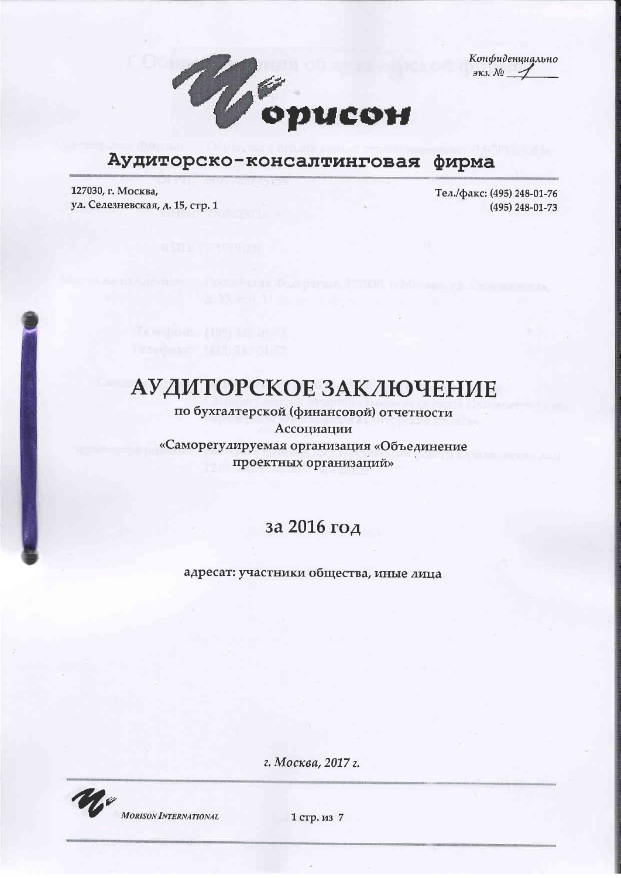*Конфиденциально*
*экз. № 1*

**Горисон**

**Аудиторско-консалтинговая фирма**

127030, г. Москва,
ул. Селезневская, д. 15, стр. 1

Тел./факс: (495) 248-01-76
(495) 248-01-73

# АУДИТОРСКОЕ ЗАКЛЮЧЕНИЕ

по бухгалтерской (финансовой) отчетности
Ассоциации
«Саморегулируемая организация «Объединение проектных организаций»

## за 2016 год

адресат: участники общества, иные лица

*г. Москва, 2017 г.*

*Morison International*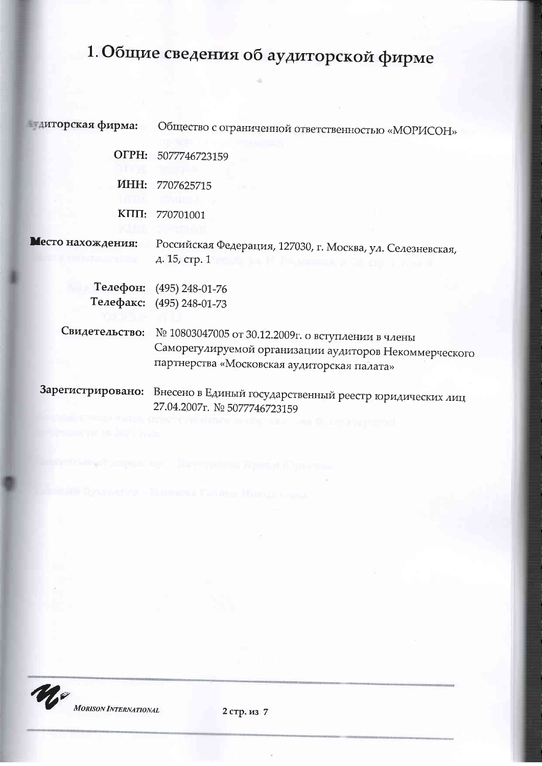# 1. Общие сведения об аудиторской фирме

| | |
|---|---|
| **Аудиторская фирма:** | Общество с ограниченной ответственностью «МОРИСОН» |
| **ОГРН:** | 5077746723159 |
| **ИНН:** | 7707625715 |
| **КПП:** | 770701001 |
| **Место нахождения:** | Российская Федерация, 127030, г. Москва, ул. Селезневская, д. 15, стр. 1 |
| **Телефон:** | (495) 248-01-76 |
| **Телефакс:** | (495) 248-01-73 |
| **Свидетельство:** | № 10803047005 от 30.12.2009г. о вступлении в члены Саморегулируемой организации аудиторов Некоммерческого партнерства «Московская аудиторская палата» |
| **Зарегистрировано:** | Внесено в Единый государственный реестр юридических лиц 27.04.2007г. № 5077746723159 |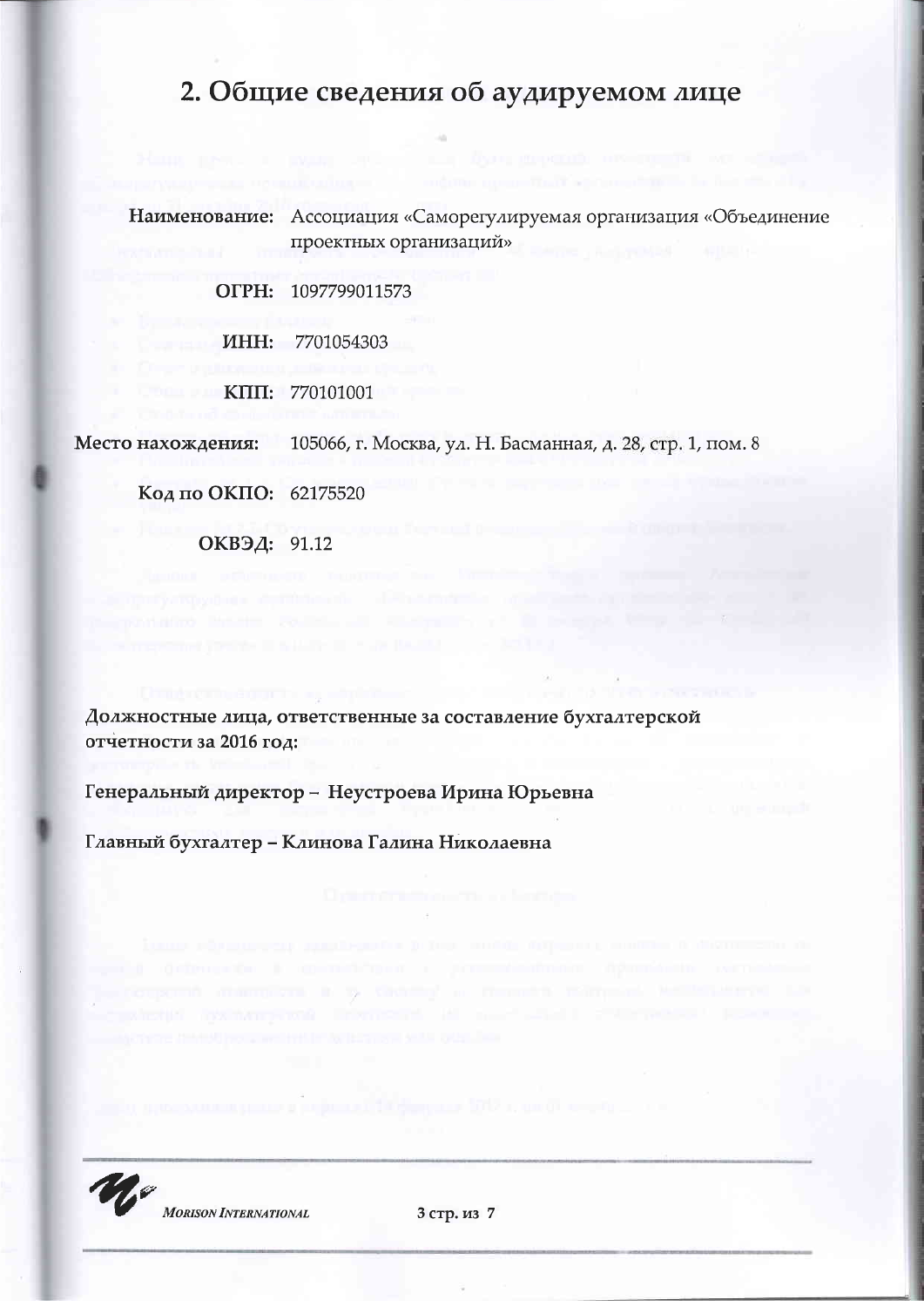# 2. Общие сведения об аудируемом лице

**Наименование:** Ассоциация «Саморегулируемая организация «Объединение проектных организаций»

**ОГРН:** 1097799011573

**ИНН:** 7701054303

**КПП:** 770101001

**Место нахождения:** 105066, г. Москва, ул. Н. Басманная, д. 28, стр. 1, пом. 8

**Код по ОКПО:** 62175520

**ОКВЭД:** 91.12

**Должностные лица, ответственные за составление бухгалтерской отчетности за 2016 год:**

**Генеральный директор – Неустроева Ирина Юрьевна**

**Главный бухгалтер – Клинова Галина Николаевна**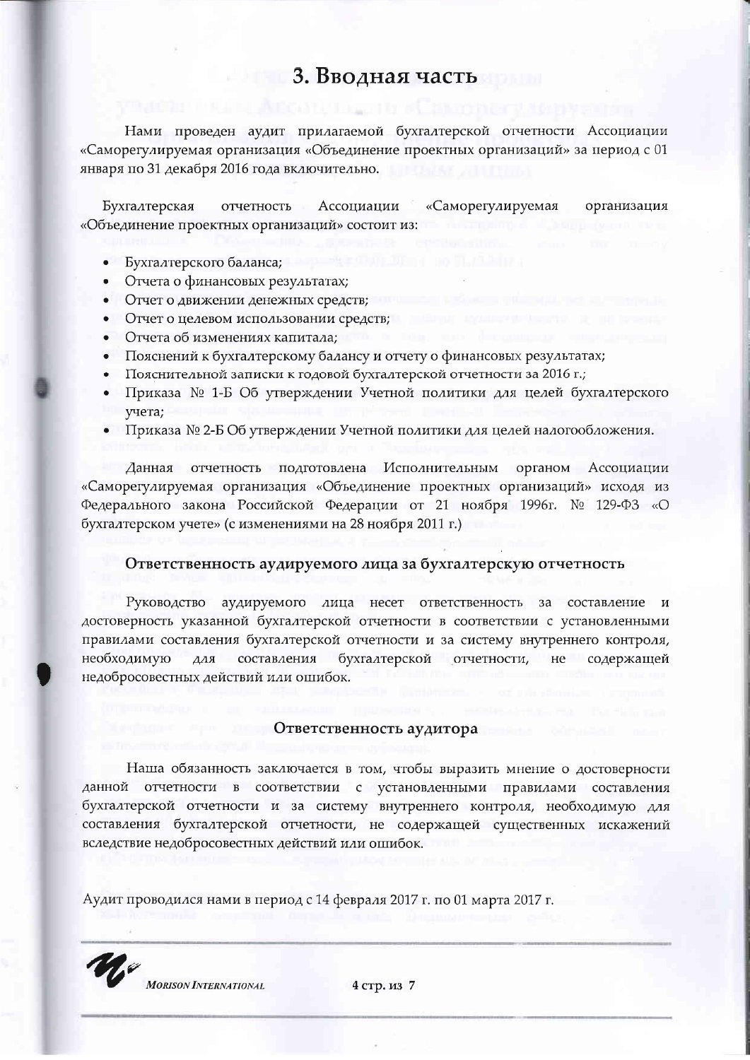# 3. Вводная часть

Нами проведен аудит прилагаемой бухгалтерской отчетности Ассоциации «Саморегулируемая организация «Объединение проектных организаций» за период с 01 января по 31 декабря 2016 года включительно.

Бухгалтерская отчетность Ассоциации «Саморегулируемая организация «Объединение проектных организаций» состоит из:

- Бухгалтерского баланса;
- Отчета о финансовых результатах;
- Отчет о движении денежных средств;
- Отчет о целевом использовании средств;
- Отчета об изменениях капитала;
- Пояснений к бухгалтерскому балансу и отчету о финансовых результатах;
- Пояснительной записки к годовой бухгалтерской отчетности за 2016 г.;
- Приказа № 1-Б Об утверждении Учетной политики для целей бухгалтерского учета;
- Приказа № 2-Б Об утверждении Учетной политики для целей налогообложения.

Данная отчетность подготовлена Исполнительным органом Ассоциации «Саморегулируемая организация «Объединение проектных организаций» исходя из Федерального закона Российской Федерации от 21 ноября 1996г. № 129-ФЗ «О бухгалтерском учете» (с изменениями на 28 ноября 2011 г.)

## Ответственность аудируемого лица за бухгалтерскую отчетность

Руководство аудируемого лица несет ответственность за составление и достоверность указанной бухгалтерской отчетности в соответствии с установленными правилами составления бухгалтерской отчетности и за систему внутреннего контроля, необходимую для составления бухгалтерской отчетности, не содержащей недобросовестных действий или ошибок.

## Ответственность аудитора

Наша обязанность заключается в том, чтобы выразить мнение о достоверности данной отчетности в соответствии с установленными правилами составления бухгалтерской отчетности и за систему внутреннего контроля, необходимую для составления бухгалтерской отчетности, не содержащей существенных искажений вследствие недобросовестных действий или ошибок.

Аудит проводился нами в период с 14 февраля 2017 г. по 01 марта 2017 г.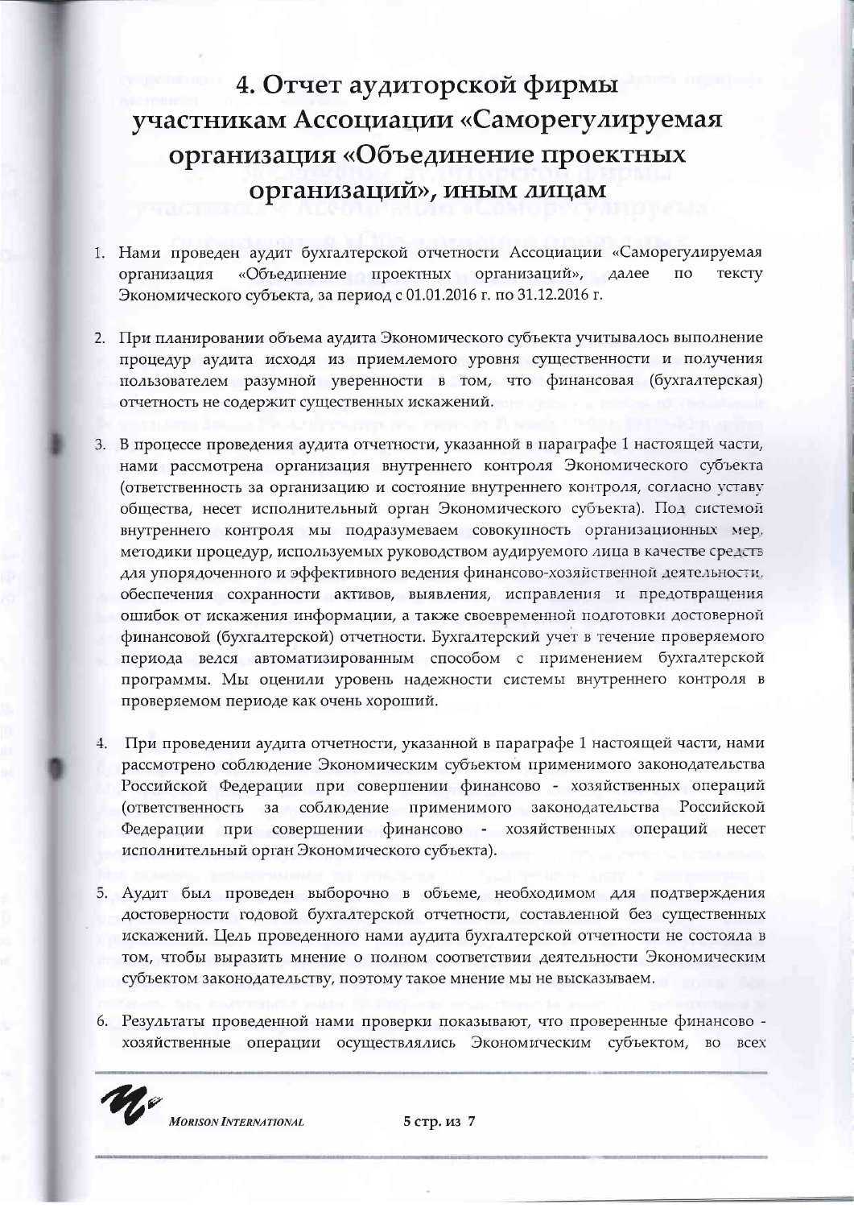# 4. Отчет аудиторской фирмы участникам Ассоциации «Саморегулируемая организация «Объединение проектных организаций», иным лицам

1. Нами проведен аудит бухгалтерской отчетности Ассоциации «Саморегулируемая организация «Объединение проектных организаций», далее по тексту Экономического субъекта, за период с 01.01.2016 г. по 31.12.2016 г.

2. При планировании объема аудита Экономического субъекта учитывалось выполнение процедур аудита исходя из приемлемого уровня существенности и получения пользователем разумной уверенности в том, что финансовая (бухгалтерская) отчетность не содержит существенных искажений.

3. В процессе проведения аудита отчетности, указанной в параграфе 1 настоящей части, нами рассмотрена организация внутреннего контроля Экономического субъекта (ответственность за организацию и состояние внутреннего контроля, согласно уставу общества, несет исполнительный орган Экономического субъекта). Под системой внутреннего контроля мы подразумеваем совокупность организационных мер, методики процедур, используемых руководством аудируемого лица в качестве средств для упорядоченного и эффективного ведения финансово-хозяйственной деятельности, обеспечения сохранности активов, выявления, исправления и предотвращения ошибок от искажения информации, а также своевременной подготовки достоверной финансовой (бухгалтерской) отчетности. Бухгалтерский учет в течение проверяемого периода велся автоматизированным способом с применением бухгалтерской программы. Мы оценили уровень надежности системы внутреннего контроля в проверяемом периоде как очень хороший.

4. При проведении аудита отчетности, указанной в параграфе 1 настоящей части, нами рассмотрено соблюдение Экономическим субъектом применимого законодательства Российской Федерации при совершении финансово - хозяйственных операций (ответственность за соблюдение применимого законодательства Российской Федерации при совершении финансово - хозяйственных операций несет исполнительный орган Экономического субъекта).

5. Аудит был проведен выборочно в объеме, необходимом для подтверждения достоверности годовой бухгалтерской отчетности, составленной без существенных искажений. Цель проведенного нами аудита бухгалтерской отчетности не состояла в том, чтобы выразить мнение о полном соответствии деятельности Экономическим субъектом законодательству, поэтому такое мнение мы не высказываем.

6. Результаты проведенной нами проверки показывают, что проверенные финансово - хозяйственные операции осуществлялись Экономическим субъектом, во всех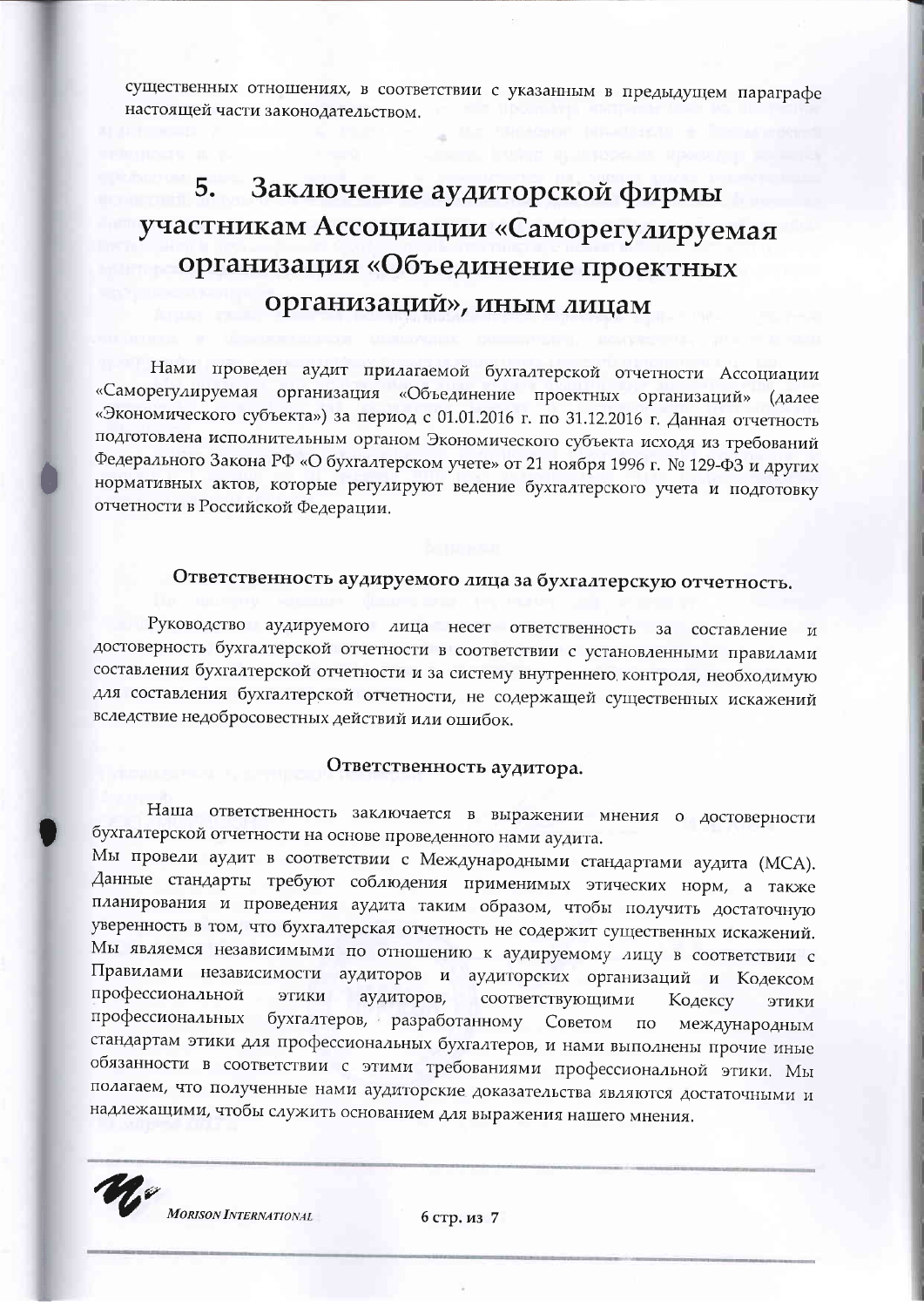существенных отношениях, в соответствии с указанным в предыдущем параграфе настоящей части законодательством.

# 5. Заключение аудиторской фирмы участникам Ассоциации «Саморегулируемая организация «Объединение проектных организаций», иным лицам

Нами проведен аудит прилагаемой бухгалтерской отчетности Ассоциации «Саморегулируемая организация «Объединение проектных организаций» (далее «Экономического субъекта») за период с 01.01.2016 г. по 31.12.2016 г. Данная отчетность подготовлена исполнительным органом Экономического субъекта исходя из требований Федерального Закона РФ «О бухгалтерском учете» от 21 ноября 1996 г. № 129-ФЗ и других нормативных актов, которые регулируют ведение бухгалтерского учета и подготовку отчетности в Российской Федерации.

### Ответственность аудируемого лица за бухгалтерскую отчетность.

Руководство аудируемого лица несет ответственность за составление и достоверность бухгалтерской отчетности в соответствии с установленными правилами составления бухгалтерской отчетности и за систему внутреннего контроля, необходимую для составления бухгалтерской отчетности, не содержащей существенных искажений вследствие недобросовестных действий или ошибок.

### Ответственность аудитора.

Наша ответственность заключается в выражении мнения о достоверности бухгалтерской отчетности на основе проведенного нами аудита.

Мы провели аудит в соответствии с Международными стандартами аудита (МСА). Данные стандарты требуют соблюдения применимых этических норм, а также планирования и проведения аудита таким образом, чтобы получить достаточную уверенность в том, что бухгалтерская отчетность не содержит существенных искажений. Мы являемся независимыми по отношению к аудируемому лицу в соответствии с Правилами независимости аудиторов и аудиторских организаций и Кодексом профессиональной этики аудиторов, соответствующими Кодексу этики профессиональных бухгалтеров, разработанному Советом по международным стандартам этики для профессиональных бухгалтеров, и нами выполнены прочие иные обязанности в соответствии с этими требованиями профессиональной этики. Мы полагаем, что полученные нами аудиторские доказательства являются достаточными и надлежащими, чтобы служить основанием для выражения нашего мнения.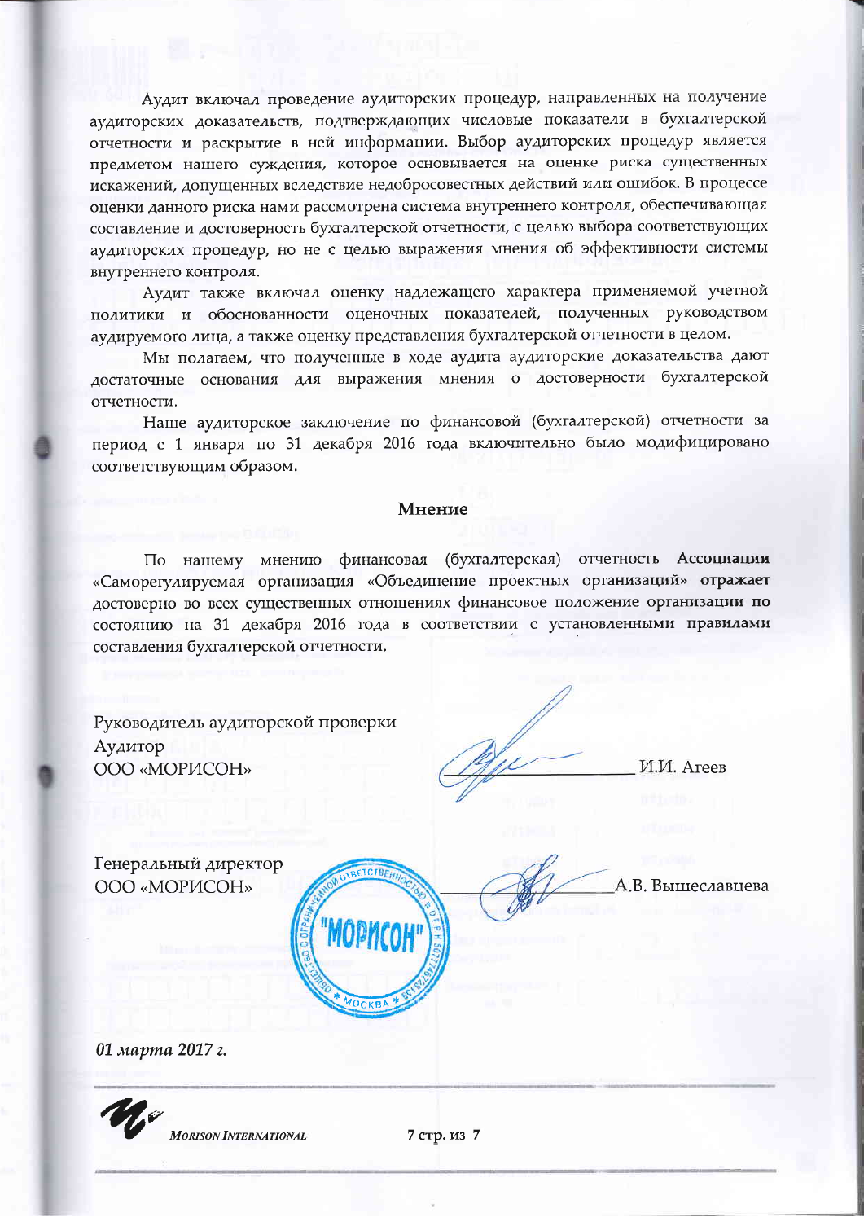Аудит включал проведение аудиторских процедур, направленных на получение аудиторских доказательств, подтверждающих числовые показатели в бухгалтерской отчетности и раскрытие в ней информации. Выбор аудиторских процедур является предметом нашего суждения, которое основывается на оценке риска существенных искажений, допущенных вследствие недобросовестных действий или ошибок. В процессе оценки данного риска нами рассмотрена система внутреннего контроля, обеспечивающая составление и достоверность бухгалтерской отчетности, с целью выбора соответствующих аудиторских процедур, но не с целью выражения мнения об эффективности системы внутреннего контроля.

Аудит также включал оценку надлежащего характера применяемой учетной политики и обоснованности оценочных показателей, полученных руководством аудируемого лица, а также оценку представления бухгалтерской отчетности в целом.

Мы полагаем, что полученные в ходе аудита аудиторские доказательства дают достаточные основания для выражения мнения о достоверности бухгалтерской отчетности.

Наше аудиторское заключение по финансовой (бухгалтерской) отчетности за период с 1 января по 31 декабря 2016 года включительно было модифицировано соответствующим образом.

## Мнение

По нашему мнению финансовая (бухгалтерская) отчетность **Ассоциации** «Саморегулируемая организация «Объединение проектных организаций» **отражает достоверно во всех существенных отношениях финансовое положение организации по состоянию на 31 декабря 2016 года в соответствии с установленными правилами** составления бухгалтерской отчетности.

Руководитель аудиторской проверки
Аудитор
ООО «МОРИСОН» ____________________ И.И. Агеев

Генеральный директор
ООО «МОРИСОН» ____________________ А.В. Вышеславцева

*01 марта 2017 г.*